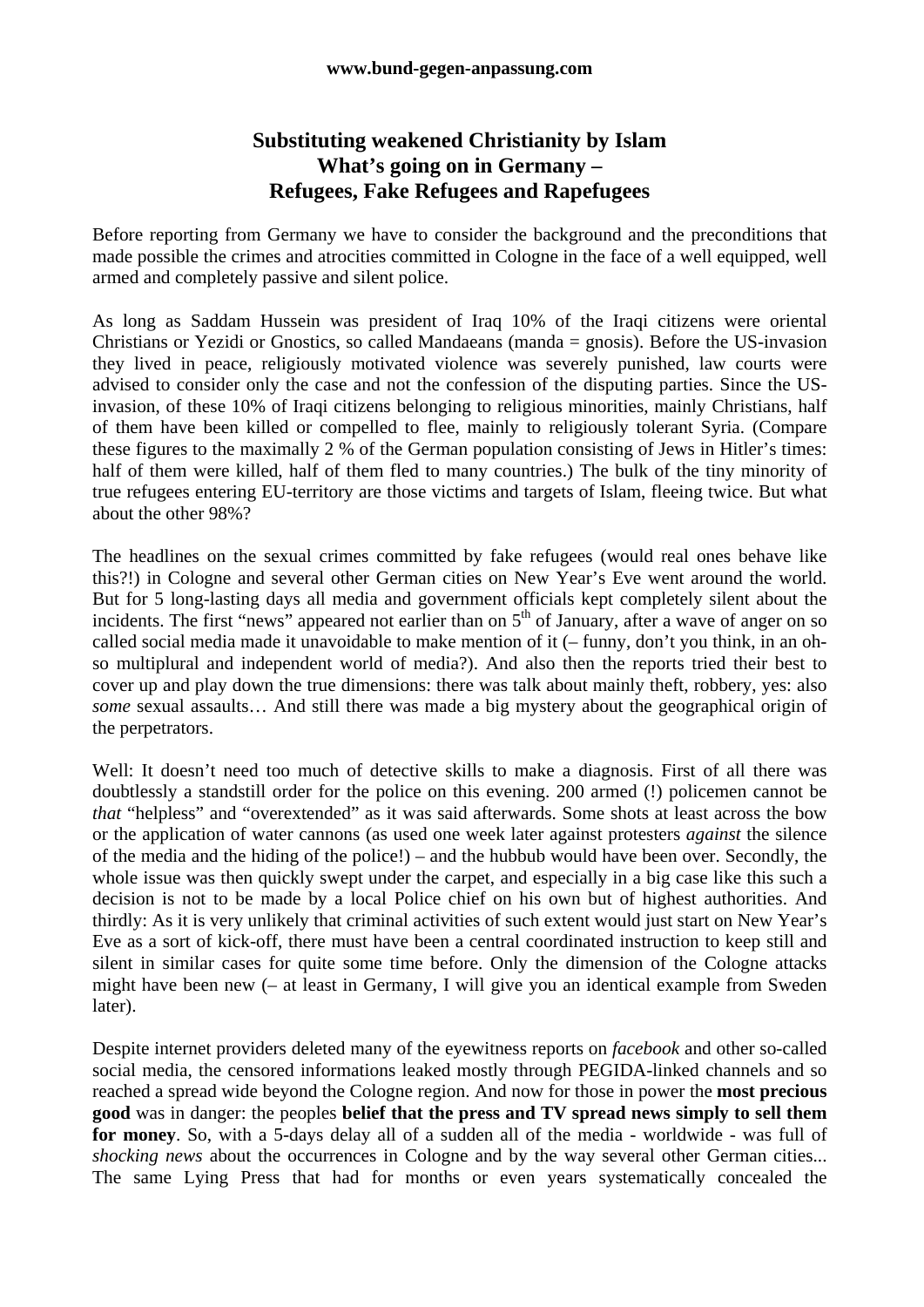**www.bund-gegen-anpassung.com**

# Substituting weakened Christianity by Islam
# What's going on in Germany –
# Refugees, Fake Refugees and Rapefugees

Before reporting from Germany we have to consider the background and the preconditions that made possible the crimes and atrocities committed in Cologne in the face of a well equipped, well armed and completely passive and silent police.

As long as Saddam Hussein was president of Iraq 10% of the Iraqi citizens were oriental Christians or Yezidi or Gnostics, so called Mandaeans (manda = gnosis). Before the US-invasion they lived in peace, religiously motivated violence was severely punished, law courts were advised to consider only the case and not the confession of the disputing parties. Since the US-invasion, of these 10% of Iraqi citizens belonging to religious minorities, mainly Christians, half of them have been killed or compelled to flee, mainly to religiously tolerant Syria. (Compare these figures to the maximally 2 % of the German population consisting of Jews in Hitler's times: half of them were killed, half of them fled to many countries.) The bulk of the tiny minority of true refugees entering EU-territory are those victims and targets of Islam, fleeing twice. But what about the other 98%?

The headlines on the sexual crimes committed by fake refugees (would real ones behave like this?!) in Cologne and several other German cities on New Year's Eve went around the world. But for 5 long-lasting days all media and government officials kept completely silent about the incidents. The first "news" appeared not earlier than on 5th of January, after a wave of anger on so called social media made it unavoidable to make mention of it (– funny, don't you think, in an oh-so multiplural and independent world of media?). And also then the reports tried their best to cover up and play down the true dimensions: there was talk about mainly theft, robbery, yes: also *some* sexual assaults… And still there was made a big mystery about the geographical origin of the perpetrators.

Well: It doesn't need too much of detective skills to make a diagnosis. First of all there was doubtlessly a standstill order for the police on this evening. 200 armed (!) policemen cannot be *that* "helpless" and "overextended" as it was said afterwards. Some shots at least across the bow or the application of water cannons (as used one week later against protesters *against* the silence of the media and the hiding of the police!) – and the hubbub would have been over. Secondly, the whole issue was then quickly swept under the carpet, and especially in a big case like this such a decision is not to be made by a local Police chief on his own but of highest authorities. And thirdly: As it is very unlikely that criminal activities of such extent would just start on New Year's Eve as a sort of kick-off, there must have been a central coordinated instruction to keep still and silent in similar cases for quite some time before. Only the dimension of the Cologne attacks might have been new (– at least in Germany, I will give you an identical example from Sweden later).

Despite internet providers deleted many of the eyewitness reports on *facebook* and other so-called social media, the censored informations leaked mostly through PEGIDA-linked channels and so reached a spread wide beyond the Cologne region. And now for those in power the **most precious good** was in danger: the peoples **belief that the press and TV spread news simply to sell them for money**. So, with a 5-days delay all of a sudden all of the media - worldwide - was full of *shocking news* about the occurrences in Cologne and by the way several other German cities... The same Lying Press that had for months or even years systematically concealed the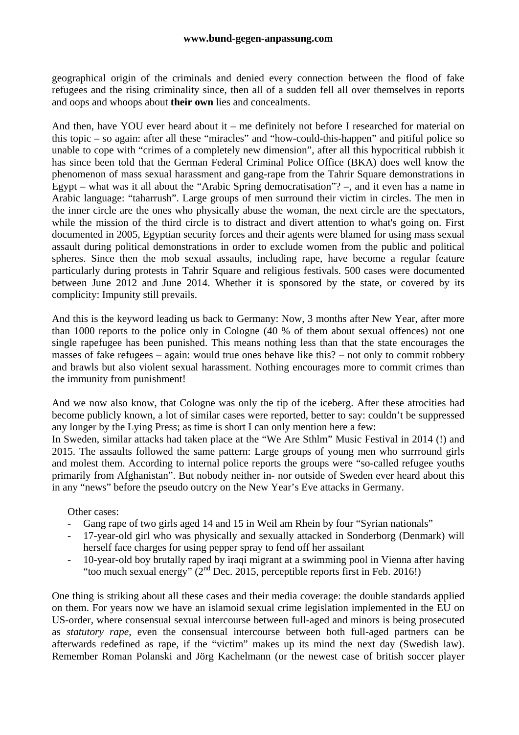geographical origin of the criminals and denied every connection between the flood of fake refugees and the rising criminality since, then all of a sudden fell all over themselves in reports and oops and whoops about **their own** lies and concealments.

And then, have YOU ever heard about it – me definitely not before I researched for material on this topic – so again: after all these "miracles" and "how-could-this-happen" and pitiful police so unable to cope with "crimes of a completely new dimension", after all this hypocritical rubbish it has since been told that the German Federal Criminal Police Office (BKA) does well know the phenomenon of mass sexual harassment and gang-rape from the Tahrir Square demonstrations in Egypt – what was it all about the "Arabic Spring democratisation"? –, and it even has a name in Arabic language: "taharrush". Large groups of men surround their victim in circles. The men in the inner circle are the ones who physically abuse the woman, the next circle are the spectators, while the mission of the third circle is to distract and divert attention to what's going on. First documented in 2005, Egyptian security forces and their agents were blamed for using mass sexual assault during political demonstrations in order to exclude women from the public and political spheres. Since then the mob sexual assaults, including rape, have become a regular feature particularly during protests in Tahrir Square and religious festivals. 500 cases were documented between June 2012 and June 2014. Whether it is sponsored by the state, or covered by its complicity: Impunity still prevails.

And this is the keyword leading us back to Germany: Now, 3 months after New Year, after more than 1000 reports to the police only in Cologne (40 % of them about sexual offences) not one single rapefugee has been punished. This means nothing less than that the state encourages the masses of fake refugees – again: would true ones behave like this? – not only to commit robbery and brawls but also violent sexual harassment. Nothing encourages more to commit crimes than the immunity from punishment!

And we now also know, that Cologne was only the tip of the iceberg. After these atrocities had become publicly known, a lot of similar cases were reported, better to say: couldn't be suppressed any longer by the Lying Press; as time is short I can only mention here a few:
In Sweden, similar attacks had taken place at the "We Are Sthlm" Music Festival in 2014 (!) and 2015. The assaults followed the same pattern: Large groups of young men who surrround girls and molest them. According to internal police reports the groups were "so-called refugee youths primarily from Afghanistan". But nobody neither in- nor outside of Sweden ever heard about this in any "news" before the pseudo outcry on the New Year's Eve attacks in Germany.

Other cases:

- Gang rape of two girls aged 14 and 15 in Weil am Rhein by four "Syrian nationals"
- 17-year-old girl who was physically and sexually attacked in Sonderborg (Denmark) will herself face charges for using pepper spray to fend off her assailant
- 10-year-old boy brutally raped by iraqi migrant at a swimming pool in Vienna after having "too much sexual energy" (2nd Dec. 2015, perceptible reports first in Feb. 2016!)

One thing is striking about all these cases and their media coverage: the double standards applied on them. For years now we have an islamoid sexual crime legislation implemented in the EU on US-order, where consensual sexual intercourse between full-aged and minors is being prosecuted as *statutory rape*, even the consensual intercourse between both full-aged partners can be afterwards redefined as rape, if the "victim" makes up its mind the next day (Swedish law). Remember Roman Polanski and Jörg Kachelmann (or the newest case of british soccer player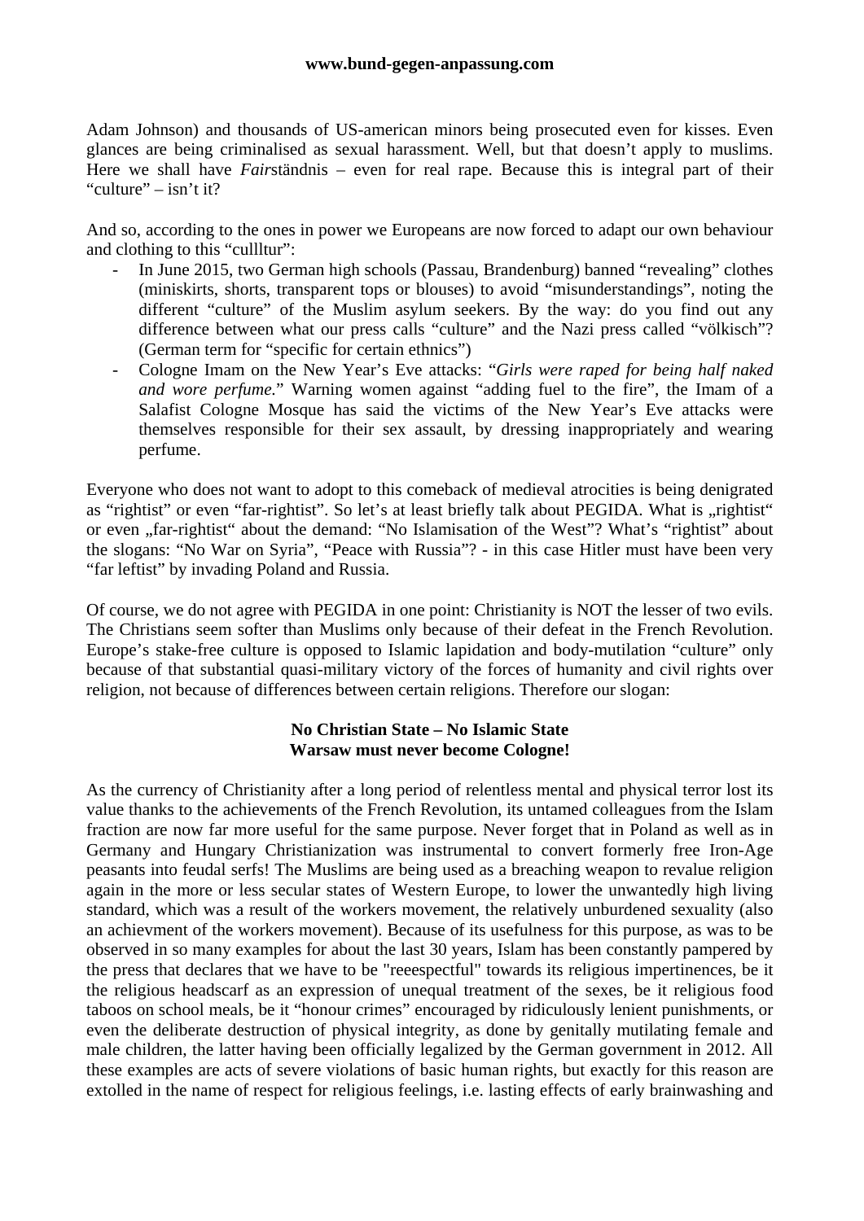Adam Johnson) and thousands of US-american minors being prosecuted even for kisses. Even glances are being criminalised as sexual harassment. Well, but that doesn't apply to muslims. Here we shall have *Fair*ständnis – even for real rape. Because this is integral part of their "culture" – isn't it?

And so, according to the ones in power we Europeans are now forced to adapt our own behaviour and clothing to this "cullltur":

- In June 2015, two German high schools (Passau, Brandenburg) banned "revealing" clothes (miniskirts, shorts, transparent tops or blouses) to avoid "misunderstandings", noting the different "culture" of the Muslim asylum seekers. By the way: do you find out any difference between what our press calls "culture" and the Nazi press called "völkisch"? (German term for "specific for certain ethnics")
- Cologne Imam on the New Year's Eve attacks: "*Girls were raped for being half naked and wore perfume.*" Warning women against "adding fuel to the fire", the Imam of a Salafist Cologne Mosque has said the victims of the New Year's Eve attacks were themselves responsible for their sex assault, by dressing inappropriately and wearing perfume.

Everyone who does not want to adopt to this comeback of medieval atrocities is being denigrated as "rightist" or even "far-rightist". So let's at least briefly talk about PEGIDA. What is „rightist" or even „far-rightist" about the demand: "No Islamisation of the West"? What's "rightist" about the slogans: "No War on Syria", "Peace with Russia"? - in this case Hitler must have been very "far leftist" by invading Poland and Russia.

Of course, we do not agree with PEGIDA in one point: Christianity is NOT the lesser of two evils. The Christians seem softer than Muslims only because of their defeat in the French Revolution. Europe's stake-free culture is opposed to Islamic lapidation and body-mutilation "culture" only because of that substantial quasi-military victory of the forces of humanity and civil rights over religion, not because of differences between certain religions. Therefore our slogan:

**No Christian State – No Islamic State**
**Warsaw must never become Cologne!**

As the currency of Christianity after a long period of relentless mental and physical terror lost its value thanks to the achievements of the French Revolution, its untamed colleagues from the Islam fraction are now far more useful for the same purpose. Never forget that in Poland as well as in Germany and Hungary Christianization was instrumental to convert formerly free Iron-Age peasants into feudal serfs! The Muslims are being used as a breaching weapon to revalue religion again in the more or less secular states of Western Europe, to lower the unwantedly high living standard, which was a result of the workers movement, the relatively unburdened sexuality (also an achievment of the workers movement). Because of its usefulness for this purpose, as was to be observed in so many examples for about the last 30 years, Islam has been constantly pampered by the press that declares that we have to be "reeespectful" towards its religious impertinences, be it the religious headscarf as an expression of unequal treatment of the sexes, be it religious food taboos on school meals, be it "honour crimes" encouraged by ridiculously lenient punishments, or even the deliberate destruction of physical integrity, as done by genitally mutilating female and male children, the latter having been officially legalized by the German government in 2012. All these examples are acts of severe violations of basic human rights, but exactly for this reason are extolled in the name of respect for religious feelings, i.e. lasting effects of early brainwashing and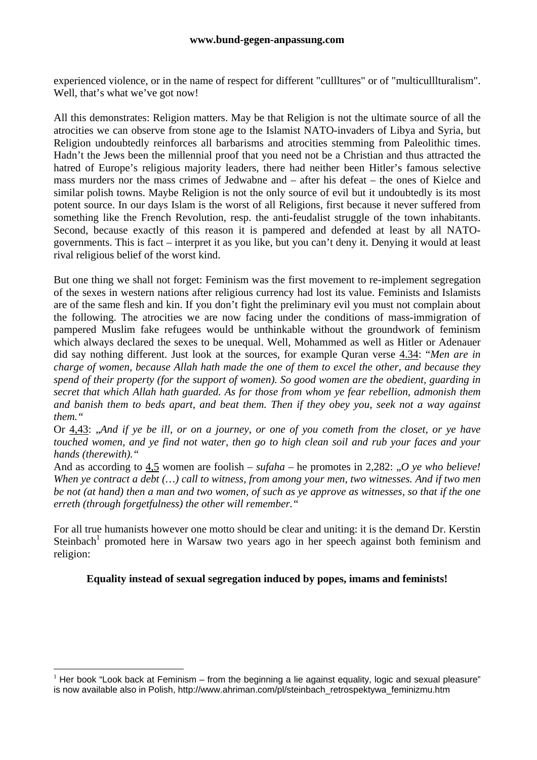experienced violence, or in the name of respect for different "cullltures" or of "multicullturalism". Well, that's what we've got now!

All this demonstrates: Religion matters. May be that Religion is not the ultimate source of all the atrocities we can observe from stone age to the Islamist NATO-invaders of Libya and Syria, but Religion undoubtedly reinforces all barbarisms and atrocities stemming from Paleolithic times. Hadn't the Jews been the millennial proof that you need not be a Christian and thus attracted the hatred of Europe's religious majority leaders, there had neither been Hitler's famous selective mass murders nor the mass crimes of Jedwabne and – after his defeat – the ones of Kielce and similar polish towns. Maybe Religion is not the only source of evil but it undoubtedly is its most potent source. In our days Islam is the worst of all Religions, first because it never suffered from something like the French Revolution, resp. the anti-feudalist struggle of the town inhabitants. Second, because exactly of this reason it is pampered and defended at least by all NATO-governments. This is fact – interpret it as you like, but you can't deny it. Denying it would at least rival religious belief of the worst kind.

But one thing we shall not forget: Feminism was the first movement to re-implement segregation of the sexes in western nations after religious currency had lost its value. Feminists and Islamists are of the same flesh and kin. If you don't fight the preliminary evil you must not complain about the following. The atrocities we are now facing under the conditions of mass-immigration of pampered Muslim fake refugees would be unthinkable without the groundwork of feminism which always declared the sexes to be unequal. Well, Mohammed as well as Hitler or Adenauer did say nothing different. Just look at the sources, for example Quran verse 4.34: "*Men are in charge of women, because Allah hath made the one of them to excel the other, and because they spend of their property (for the support of women). So good women are the obedient, guarding in secret that which Allah hath guarded. As for those from whom ye fear rebellion, admonish them and banish them to beds apart, and beat them. Then if they obey you, seek not a way against them.*"

Or 4,43: „*And if ye be ill, or on a journey, or one of you cometh from the closet, or ye have touched women, and ye find not water, then go to high clean soil and rub your faces and your hands (therewith).*"

And as according to 4,5 women are foolish – *sufaha* – he promotes in 2,282: „*O ye who believe! When ye contract a debt (…) call to witness, from among your men, two witnesses. And if two men be not (at hand) then a man and two women, of such as ye approve as witnesses, so that if the one erreth (through forgetfulness) the other will remember.*"

For all true humanists however one motto should be clear and uniting: it is the demand Dr. Kerstin Steinbach[1] promoted here in Warsaw two years ago in her speech against both feminism and religion:

**Equality instead of sexual segregation induced by popes, imams and feminists!**

[1] Her book "Look back at Feminism – from the beginning a lie against equality, logic and sexual pleasure" is now available also in Polish, http://www.ahriman.com/pl/steinbach_retrospektywa_feminizmu.htm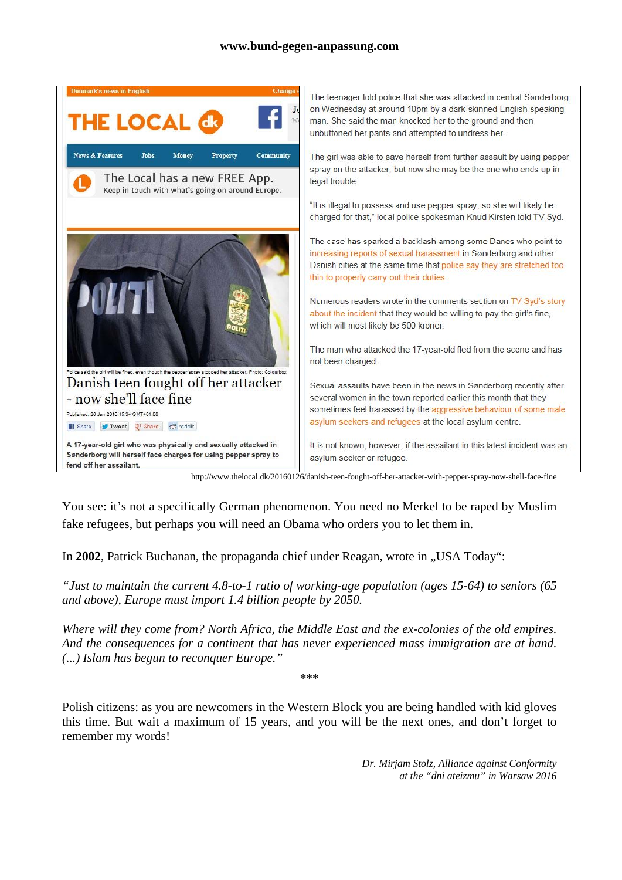Denmark's news in English

# THE LOCAL dk

News & Features | Jobs | Money | Property | Community

The Local has a new FREE App.
Keep in touch with what's going on around Europe.

Police said the girl will be fined, even though the pepper spray stopped her attacker. Photo: Colourbox

## Danish teen fought off her attacker - now she'll face fine

Published: 26 Jan 2016 15:34 GMT+01:00

Share Tweet Share reddit

**A 17-year-old girl who was physically and sexually attacked in Sønderborg will herself face charges for using pepper spray to fend off her assailant.**

The teenager told police that she was attacked in central Sønderborg on Wednesday at around 10pm by a dark-skinned English-speaking man. She said the man knocked her to the ground and then unbuttoned her pants and attempted to undress her.

The girl was able to save herself from further assault by using pepper spray on the attacker, but now she may be the one who ends up in legal trouble.

"It is illegal to possess and use pepper spray, so she will likely be charged for that," local police spokesman Knud Kirsten told TV Syd.

The case has sparked a backlash among some Danes who point to increasing reports of sexual harassment in Sønderborg and other Danish cities at the same time that police say they are stretched too thin to properly carry out their duties.

Numerous readers wrote in the comments section on TV Syd's story about the incident that they would be willing to pay the girl's fine, which will most likely be 500 kroner.

The man who attacked the 17-year-old fled from the scene and has not been charged.

Sexual assaults have been in the news in Sønderborg recently after several women in the town reported earlier this month that they sometimes feel harassed by the aggressive behaviour of some male asylum seekers and refugees at the local asylum centre.

It is not known, however, if the assailant in this latest incident was an asylum seeker or refugee.

http://www.thelocal.dk/20160126/danish-teen-fought-off-her-attacker-with-pepper-spray-now-shell-face-fine

You see: it's not a specifically German phenomenon. You need no Merkel to be raped by Muslim fake refugees, but perhaps you will need an Obama who orders you to let them in.

In **2002**, Patrick Buchanan, the propaganda chief under Reagan, wrote in „USA Today":

*"Just to maintain the current 4.8-to-1 ratio of working-age population (ages 15-64) to seniors (65 and above), Europe must import 1.4 billion people by 2050.*

*Where will they come from? North Africa, the Middle East and the ex-colonies of the old empires. And the consequences for a continent that has never experienced mass immigration are at hand. (...) Islam has begun to reconquer Europe."*

***

Polish citizens: as you are newcomers in the Western Block you are being handled with kid gloves this time. But wait a maximum of 15 years, and you will be the next ones, and don't forget to remember my words!

*Dr. Mirjam Stolz, Alliance against Conformity*
*at the "dni ateizmu" in Warsaw 2016*